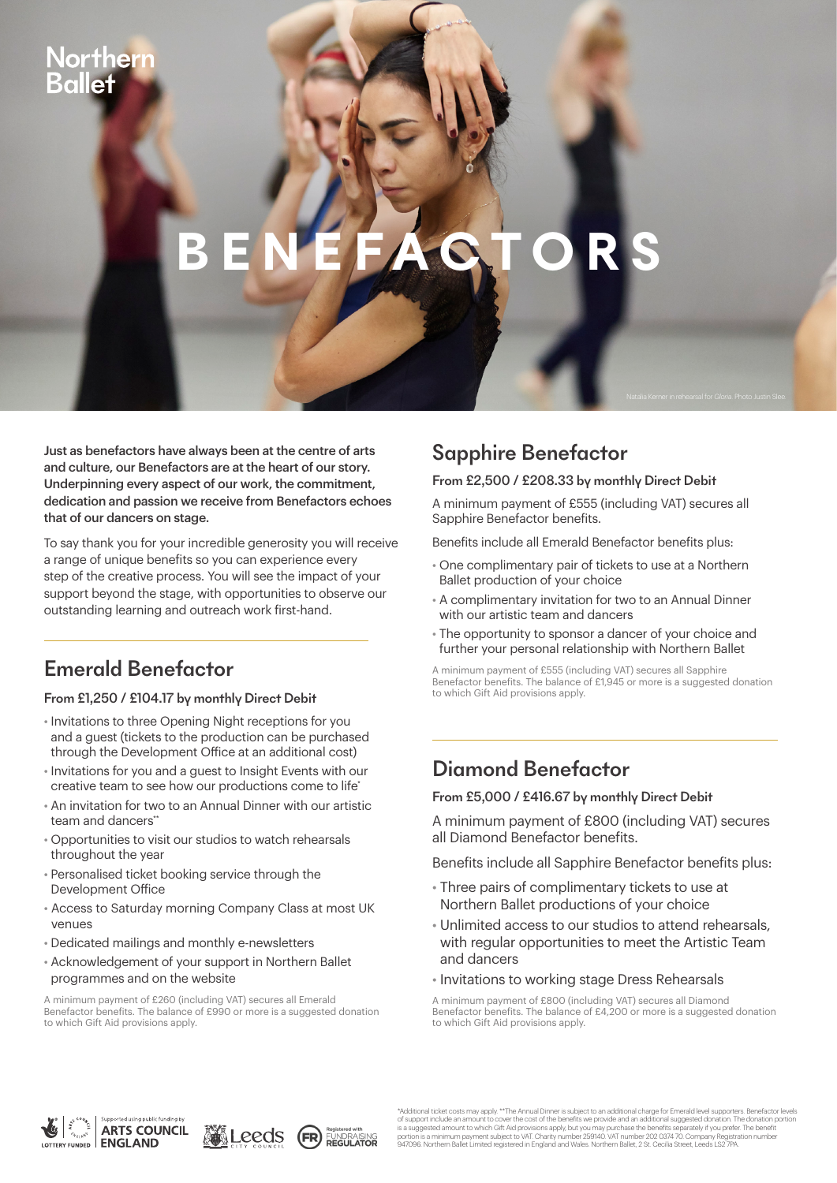Northern Ballet

# BENEFACTORS

Natalia Kerner in rehearsal for Gloria. Photo Justin Slee

**Just as benefactors have always been at the centre of arts and culture, our Benefactors are at the heart of our story. Underpinning every aspect of our work, the commitment, dedication and passion we receive from Benefactors echoes that of our dancers on stage.**

To say thank you for your incredible generosity you will receive a range of unique benefits so you can experience every step of the creative process. You will see the impact of your support beyond the stage, with opportunities to observe our outstanding learning and outreach work first-hand.

## Emerald Benefactor

**From £1,250 / £104.17 by monthly Direct Debit**

- Invitations to three Opening Night receptions for you and a guest (tickets to the production can be purchased through the Development Office at an additional cost)
- Invitations for you and a guest to Insight Events with our creative team to see how our productions come to life*
- An invitation for two to an Annual Dinner with our artistic team and dancers**
- Opportunities to visit our studios to watch rehearsals throughout the year
- Personalised ticket booking service through the Development Office
- Access to Saturday morning Company Class at most UK venues
- Dedicated mailings and monthly e-newsletters
- Acknowledgement of your support in Northern Ballet programmes and on the website

A minimum payment of £260 (including VAT) secures all Emerald Benefactor benefits. The balance of £990 or more is a suggested donation to which Gift Aid provisions apply.

## Sapphire Benefactor

**From £2,500 / £208.33 by monthly Direct Debit**

A minimum payment of £555 (including VAT) secures all Sapphire Benefactor benefits.

Benefits include all Emerald Benefactor benefits plus:

- One complimentary pair of tickets to use at a Northern Ballet production of your choice
- A complimentary invitation for two to an Annual Dinner with our artistic team and dancers
- The opportunity to sponsor a dancer of your choice and further your personal relationship with Northern Ballet

A minimum payment of £555 (including VAT) secures all Sapphire Benefactor benefits. The balance of £1,945 or more is a suggested donation to which Gift Aid provisions apply.

## Diamond Benefactor

**From £5,000 / £416.67 by monthly Direct Debit**

A minimum payment of £800 (including VAT) secures all Diamond Benefactor benefits.

Benefits include all Sapphire Benefactor benefits plus:

- Three pairs of complimentary tickets to use at Northern Ballet productions of your choice
- Unlimited access to our studios to attend rehearsals, with regular opportunities to meet the Artistic Team and dancers
- Invitations to working stage Dress Rehearsals

A minimum payment of £800 (including VAT) secures all Diamond Benefactor benefits. The balance of £4,200 or more is a suggested donation to which Gift Aid provisions apply.

*Additional ticket costs may apply. **The Annual Dinner is subject to an additional charge for Emerald level supporters. Benefactor levels of support include an amount to cover the cost of the benefits we provide and an additional suggested donation. The donation portion is a suggested amount to which Gift Aid provisions apply, but you may purchase the benefits separately if you prefer. The benefit portion is a minimum payment subject to VAT. Charity number 259140. VAT number 202 0374 70. Company Registration number 947096. Northern Ballet Limited registered in England and Wales. Northern Ballet, 2 St. Cecilia Street, Leeds LS2 7PA.

Lottery Funded | Supported using public funding by Arts Council England | Leeds City Council | Registered with Fundraising Regulator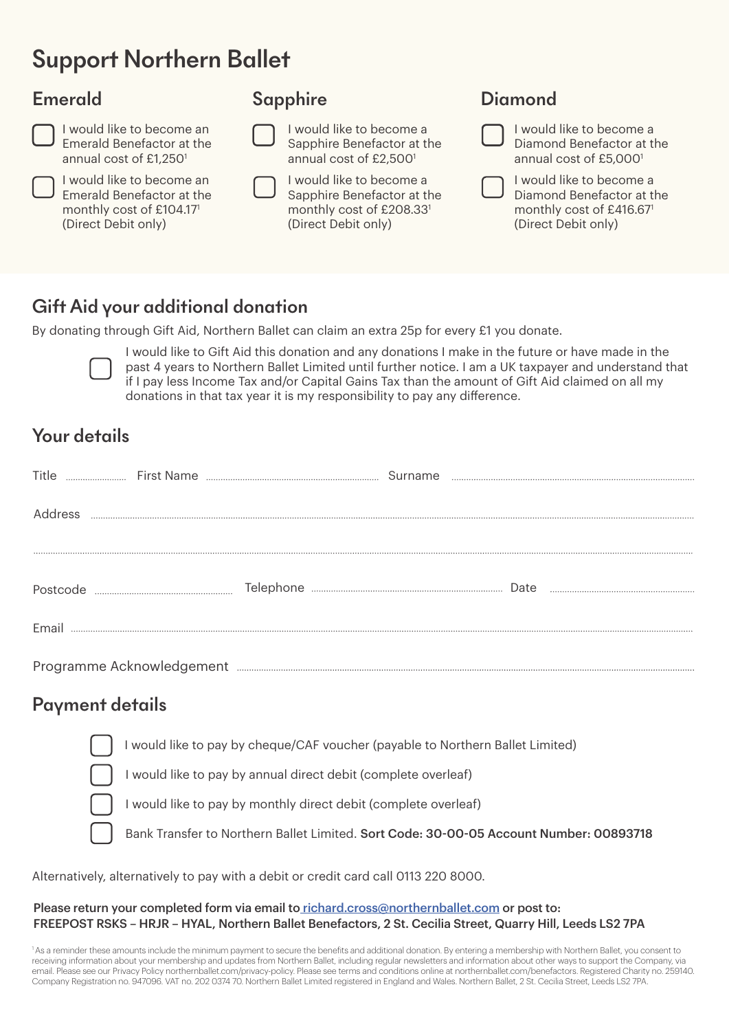# Support Northern Ballet

## Emerald

- [ ] I would like to become an Emerald Benefactor at the annual cost of £1,250[1]
- [ ] I would like to become an Emerald Benefactor at the monthly cost of £104.17[1] (Direct Debit only)

## Sapphire

- [ ] I would like to become a Sapphire Benefactor at the annual cost of £2,500[1]
- [ ] I would like to become a Sapphire Benefactor at the monthly cost of £208.33[1] (Direct Debit only)

## Diamond

- [ ] I would like to become a Diamond Benefactor at the annual cost of £5,000[1]
- [ ] I would like to become a Diamond Benefactor at the monthly cost of £416.67[1] (Direct Debit only)

## Gift Aid your additional donation

By donating through Gift Aid, Northern Ballet can claim an extra 25p for every £1 you donate.

- [ ] I would like to Gift Aid this donation and any donations I make in the future or have made in the past 4 years to Northern Ballet Limited until further notice. I am a UK taxpayer and understand that if I pay less Income Tax and/or Capital Gains Tax than the amount of Gift Aid claimed on all my donations in that tax year it is my responsibility to pay any difference.

## Your details

Title ........ First Name ........ Surname ........

Address ........

........

Postcode ........ Telephone ........ Date ........

Email ........

Programme Acknowledgement ........

## Payment details

- [ ] I would like to pay by cheque/CAF voucher (payable to Northern Ballet Limited)
- [ ] I would like to pay by annual direct debit (complete overleaf)
- [ ] I would like to pay by monthly direct debit (complete overleaf)
- [ ] Bank Transfer to Northern Ballet Limited. **Sort Code: 30-00-05 Account Number: 00893718**

Alternatively, alternatively to pay with a debit or credit card call 0113 220 8000.

**Please return your completed form via email to** richard.cross@northernballet.com **or post to:**
**FREEPOST RSKS – HRJR – HYAL, Northern Ballet Benefactors, 2 St. Cecilia Street, Quarry Hill, Leeds LS2 7PA**

[1] As a reminder these amounts include the minimum payment to secure the benefits and additional donation. By entering a membership with Northern Ballet, you consent to receiving information about your membership and updates from Northern Ballet, including regular newsletters and information about other ways to support the Company, via email. Please see our Privacy Policy northernballet.com/privacy-policy. Please see terms and conditions online at northernballet.com/benefactors. Registered Charity no. 259140. Company Registration no. 947096. VAT no. 202 0374 70. Northern Ballet Limited registered in England and Wales. Northern Ballet, 2 St. Cecilia Street, Leeds LS2 7PA.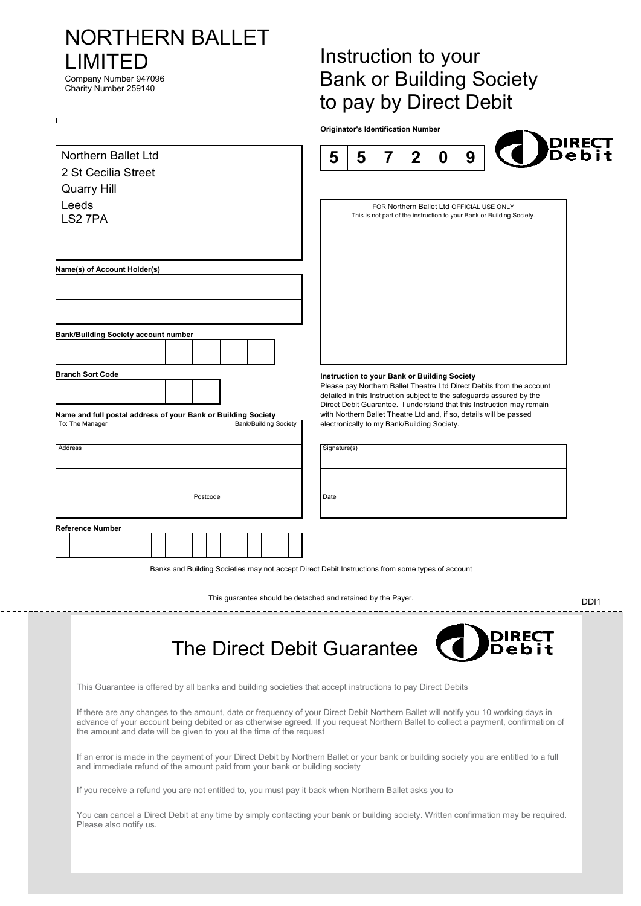# NORTHERN BALLET LIMITED

Company Number 947096
Charity Number 259140

# Instruction to your Bank or Building Society to pay by Direct Debit

Northern Ballet Ltd
2 St Cecilia Street
Quarry Hill
Leeds
LS2 7PA

**Originator's Identification Number**

| 5 | 5 | 7 | 2 | 0 | 9 |
|---|---|---|---|---|---|

DIRECT Debit

FOR Northern Ballet Ltd OFFICIAL USE ONLY
This is not part of the instruction to your Bank or Building Society.

**Name(s) of Account Holder(s)**

**Bank/Building Society account number**

**Branch Sort Code**

**Name and full postal address of your Bank or Building Society**

To: The Manager — Bank/Building Society

Address

Postcode

**Reference Number**

**Instruction to your Bank or Building Society**

Please pay Northern Ballet Theatre Ltd Direct Debits from the account detailed in this Instruction subject to the safeguards assured by the Direct Debit Guarantee. I understand that this Instruction may remain with Northern Ballet Theatre Ltd and, if so, details will be passed electronically to my Bank/Building Society.

Signature(s)

Date

Banks and Building Societies may not accept Direct Debit Instructions from some types of account

This guarantee should be detached and retained by the Payer.

DDI1

## The Direct Debit Guarantee

DIRECT Debit

This Guarantee is offered by all banks and building societies that accept instructions to pay Direct Debits

If there are any changes to the amount, date or frequency of your Direct Debit Northern Ballet will notify you 10 working days in advance of your account being debited or as otherwise agreed. If you request Northern Ballet to collect a payment, confirmation of the amount and date will be given to you at the time of the request

If an error is made in the payment of your Direct Debit by Northern Ballet or your bank or building society you are entitled to a full and immediate refund of the amount paid from your bank or building society

If you receive a refund you are not entitled to, you must pay it back when Northern Ballet asks you to

You can cancel a Direct Debit at any time by simply contacting your bank or building society. Written confirmation may be required. Please also notify us.